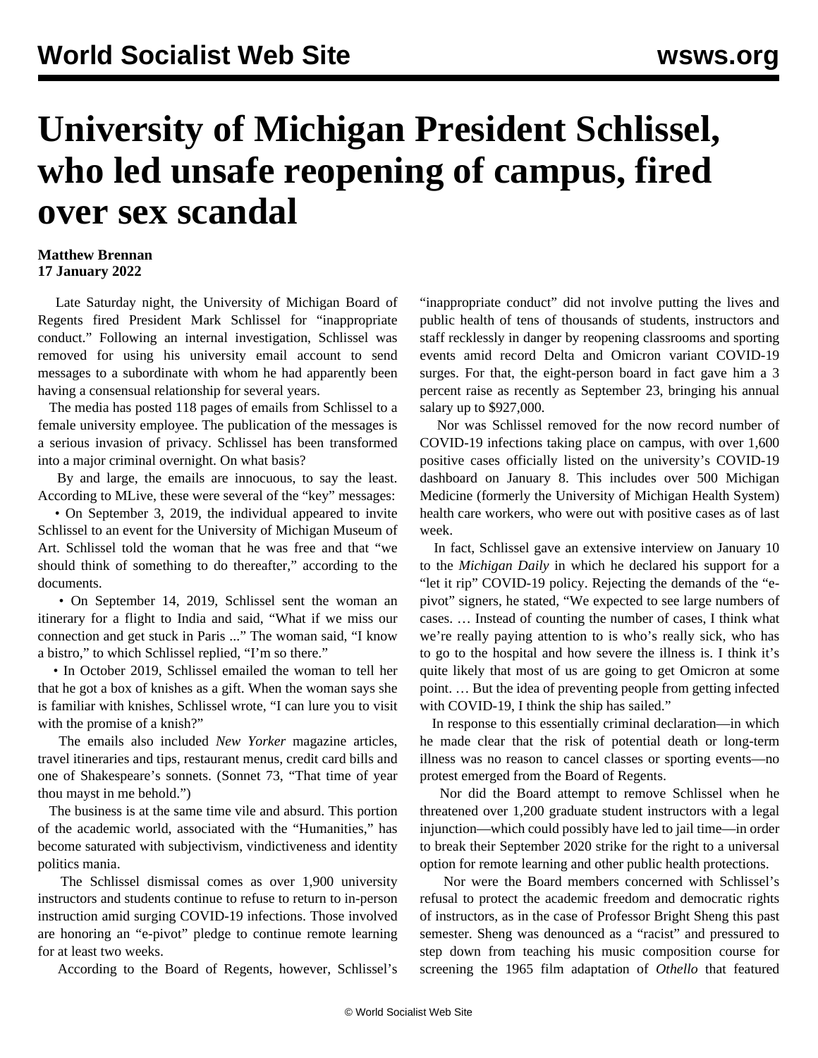# University of Michigan President Schlissel, who led unsafe reopening of campus, fired over sex scandal

**Matthew Brennan**
**17 January 2022**

Late Saturday night, the University of Michigan Board of Regents fired President Mark Schlissel for "inappropriate conduct." Following an internal investigation, Schlissel was removed for using his university email account to send messages to a subordinate with whom he had apparently been having a consensual relationship for several years.

The media has posted 118 pages of emails from Schlissel to a female university employee. The publication of the messages is a serious invasion of privacy. Schlissel has been transformed into a major criminal overnight. On what basis?

By and large, the emails are innocuous, to say the least. According to MLive, these were several of the "key" messages:

- On September 3, 2019, the individual appeared to invite Schlissel to an event for the University of Michigan Museum of Art. Schlissel told the woman that he was free and that "we should think of something to do thereafter," according to the documents.
- On September 14, 2019, Schlissel sent the woman an itinerary for a flight to India and said, "What if we miss our connection and get stuck in Paris ..." The woman said, "I know a bistro," to which Schlissel replied, "I'm so there."
- In October 2019, Schlissel emailed the woman to tell her that he got a box of knishes as a gift. When the woman says she is familiar with knishes, Schlissel wrote, "I can lure you to visit with the promise of a knish?"

The emails also included *New Yorker* magazine articles, travel itineraries and tips, restaurant menus, credit card bills and one of Shakespeare's sonnets. (Sonnet 73, "That time of year thou mayst in me behold.")

The business is at the same time vile and absurd. This portion of the academic world, associated with the "Humanities," has become saturated with subjectivism, vindictiveness and identity politics mania.

The Schlissel dismissal comes as over 1,900 university instructors and students continue to refuse to return to in-person instruction amid surging COVID-19 infections. Those involved are honoring an "e-pivot" pledge to continue remote learning for at least two weeks.

According to the Board of Regents, however, Schlissel's "inappropriate conduct" did not involve putting the lives and public health of tens of thousands of students, instructors and staff recklessly in danger by reopening classrooms and sporting events amid record Delta and Omicron variant COVID-19 surges. For that, the eight-person board in fact gave him a 3 percent raise as recently as September 23, bringing his annual salary up to $927,000.

Nor was Schlissel removed for the now record number of COVID-19 infections taking place on campus, with over 1,600 positive cases officially listed on the university's COVID-19 dashboard on January 8. This includes over 500 Michigan Medicine (formerly the University of Michigan Health System) health care workers, who were out with positive cases as of last week.

In fact, Schlissel gave an extensive interview on January 10 to the *Michigan Daily* in which he declared his support for a "let it rip" COVID-19 policy. Rejecting the demands of the "e-pivot" signers, he stated, "We expected to see large numbers of cases. … Instead of counting the number of cases, I think what we're really paying attention to is who's really sick, who has to go to the hospital and how severe the illness is. I think it's quite likely that most of us are going to get Omicron at some point. … But the idea of preventing people from getting infected with COVID-19, I think the ship has sailed."

In response to this essentially criminal declaration—in which he made clear that the risk of potential death or long-term illness was no reason to cancel classes or sporting events—no protest emerged from the Board of Regents.

Nor did the Board attempt to remove Schlissel when he threatened over 1,200 graduate student instructors with a legal injunction—which could possibly have led to jail time—in order to break their September 2020 strike for the right to a universal option for remote learning and other public health protections.

Nor were the Board members concerned with Schlissel's refusal to protect the academic freedom and democratic rights of instructors, as in the case of Professor Bright Sheng this past semester. Sheng was denounced as a "racist" and pressured to step down from teaching his music composition course for screening the 1965 film adaptation of *Othello* that featured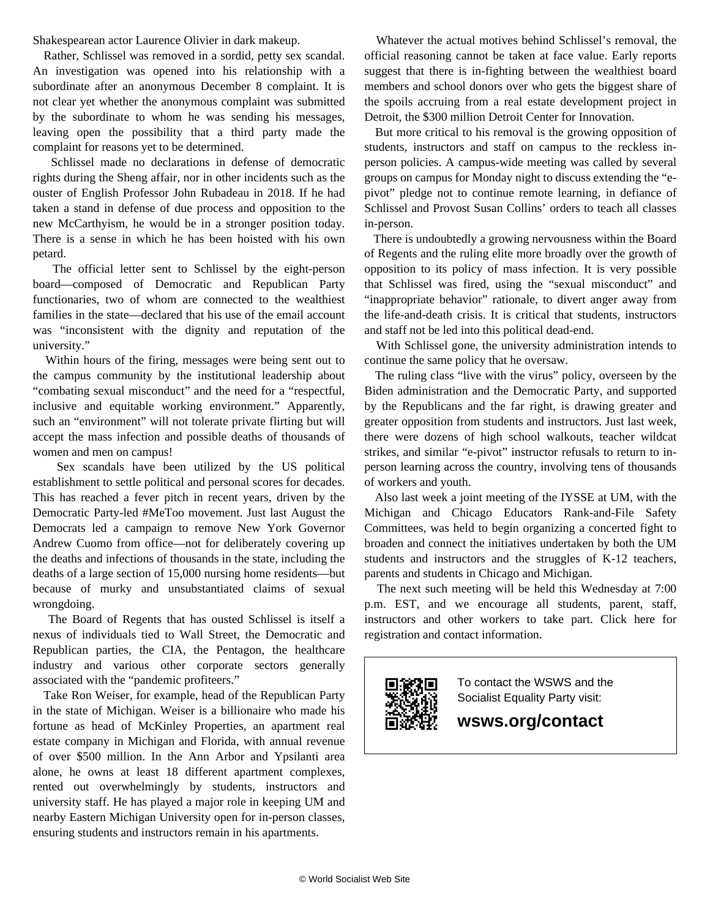Shakespearean actor Laurence Olivier in dark makeup.

Rather, Schlissel was removed in a sordid, petty sex scandal. An investigation was opened into his relationship with a subordinate after an anonymous December 8 complaint. It is not clear yet whether the anonymous complaint was submitted by the subordinate to whom he was sending his messages, leaving open the possibility that a third party made the complaint for reasons yet to be determined.

Schlissel made no declarations in defense of democratic rights during the Sheng affair, nor in other incidents such as the ouster of English Professor John Rubadeau in 2018. If he had taken a stand in defense of due process and opposition to the new McCarthyism, he would be in a stronger position today. There is a sense in which he has been hoisted with his own petard.

The official letter sent to Schlissel by the eight-person board—composed of Democratic and Republican Party functionaries, two of whom are connected to the wealthiest families in the state—declared that his use of the email account was "inconsistent with the dignity and reputation of the university."

Within hours of the firing, messages were being sent out to the campus community by the institutional leadership about "combating sexual misconduct" and the need for a "respectful, inclusive and equitable working environment." Apparently, such an "environment" will not tolerate private flirting but will accept the mass infection and possible deaths of thousands of women and men on campus!

Sex scandals have been utilized by the US political establishment to settle political and personal scores for decades. This has reached a fever pitch in recent years, driven by the Democratic Party-led #MeToo movement. Just last August the Democrats led a campaign to remove New York Governor Andrew Cuomo from office—not for deliberately covering up the deaths and infections of thousands in the state, including the deaths of a large section of 15,000 nursing home residents—but because of murky and unsubstantiated claims of sexual wrongdoing.

The Board of Regents that has ousted Schlissel is itself a nexus of individuals tied to Wall Street, the Democratic and Republican parties, the CIA, the Pentagon, the healthcare industry and various other corporate sectors generally associated with the "pandemic profiteers."

Take Ron Weiser, for example, head of the Republican Party in the state of Michigan. Weiser is a billionaire who made his fortune as head of McKinley Properties, an apartment real estate company in Michigan and Florida, with annual revenue of over $500 million. In the Ann Arbor and Ypsilanti area alone, he owns at least 18 different apartment complexes, rented out overwhelmingly by students, instructors and university staff. He has played a major role in keeping UM and nearby Eastern Michigan University open for in-person classes, ensuring students and instructors remain in his apartments.

Whatever the actual motives behind Schlissel's removal, the official reasoning cannot be taken at face value. Early reports suggest that there is in-fighting between the wealthiest board members and school donors over who gets the biggest share of the spoils accruing from a real estate development project in Detroit, the $300 million Detroit Center for Innovation.

But more critical to his removal is the growing opposition of students, instructors and staff on campus to the reckless in-person policies. A campus-wide meeting was called by several groups on campus for Monday night to discuss extending the "e-pivot" pledge not to continue remote learning, in defiance of Schlissel and Provost Susan Collins' orders to teach all classes in-person.

There is undoubtedly a growing nervousness within the Board of Regents and the ruling elite more broadly over the growth of opposition to its policy of mass infection. It is very possible that Schlissel was fired, using the "sexual misconduct" and "inappropriate behavior" rationale, to divert anger away from the life-and-death crisis. It is critical that students, instructors and staff not be led into this political dead-end.

With Schlissel gone, the university administration intends to continue the same policy that he oversaw.

The ruling class "live with the virus" policy, overseen by the Biden administration and the Democratic Party, and supported by the Republicans and the far right, is drawing greater and greater opposition from students and instructors. Just last week, there were dozens of high school walkouts, teacher wildcat strikes, and similar "e-pivot" instructor refusals to return to in-person learning across the country, involving tens of thousands of workers and youth.

Also last week a joint meeting of the IYSSE at UM, with the Michigan and Chicago Educators Rank-and-File Safety Committees, was held to begin organizing a concerted fight to broaden and connect the initiatives undertaken by both the UM students and instructors and the struggles of K-12 teachers, parents and students in Chicago and Michigan.

The next such meeting will be held this Wednesday at 7:00 p.m. EST, and we encourage all students, parent, staff, instructors and other workers to take part. Click here for registration and contact information.

To contact the WSWS and the Socialist Equality Party visit:

**wsws.org/contact**